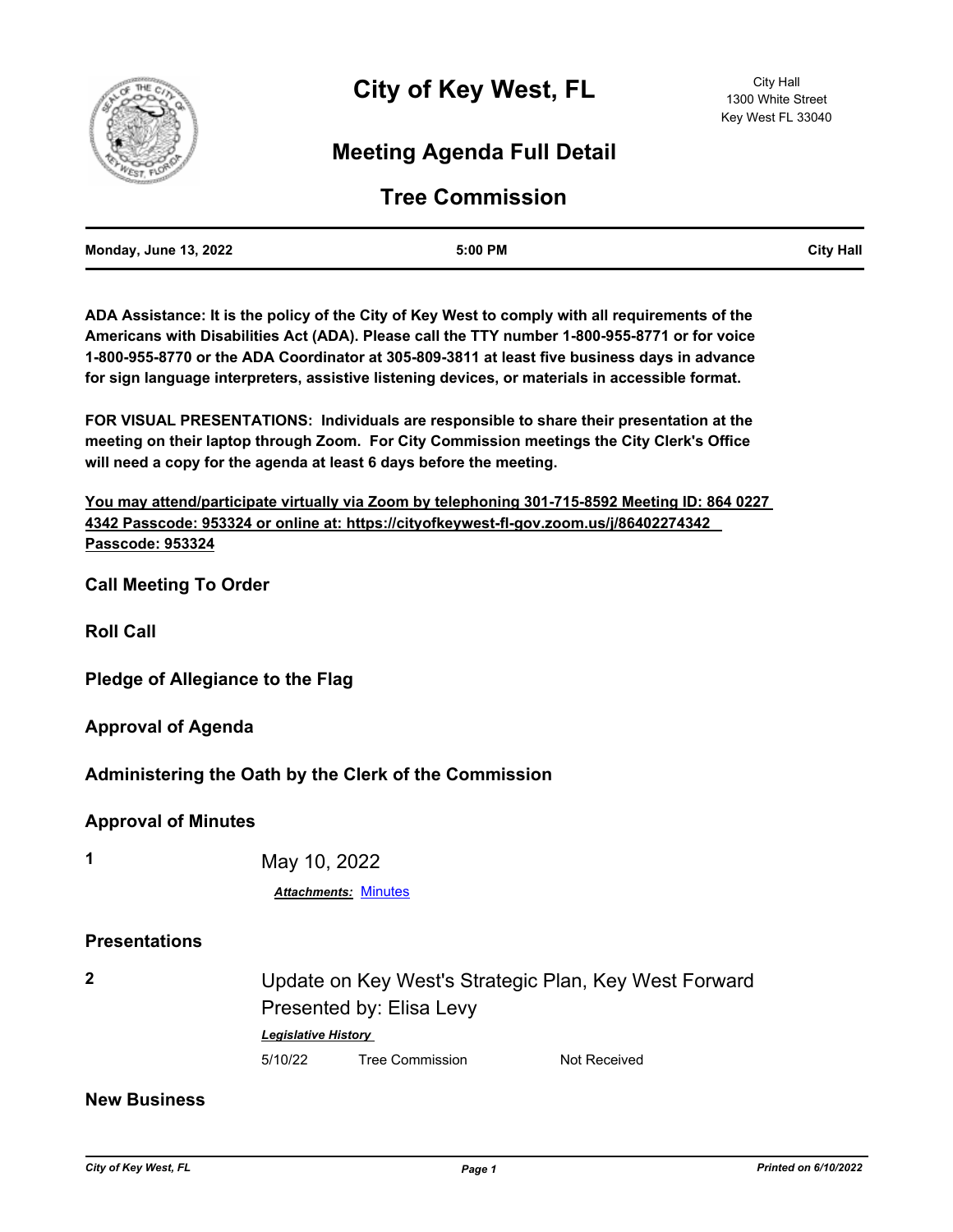# City of Key West, FL

City Hall
1300 White Street
Key West FL 33040

## Meeting Agenda Full Detail

## Tree Commission

| **Monday, June 13, 2022** | **5:00 PM** | **City Hall** |
|---|---|---|

**ADA Assistance: It is the policy of the City of Key West to comply with all requirements of the Americans with Disabilities Act (ADA). Please call the TTY number 1-800-955-8771 or for voice 1-800-955-8770 or the ADA Coordinator at 305-809-3811 at least five business days in advance for sign language interpreters, assistive listening devices, or materials in accessible format.**

**FOR VISUAL PRESENTATIONS: Individuals are responsible to share their presentation at the meeting on their laptop through Zoom. For City Commission meetings the City Clerk's Office will need a copy for the agenda at least 6 days before the meeting.**

**You may attend/participate virtually via Zoom by telephoning 301-715-8592 Meeting ID: 864 0227 4342 Passcode: 953324 or online at: https://cityofkeywest-fl-gov.zoom.us/j/86402274342 Passcode: 953324**

### Call Meeting To Order

### Roll Call

### Pledge of Allegiance to the Flag

### Approval of Agenda

### Administering the Oath by the Clerk of the Commission

### Approval of Minutes

**1** May 10, 2022

***Attachments:*** Minutes

### Presentations

**2** Update on Key West's Strategic Plan, Key West Forward
Presented by: Elisa Levy

***Legislative History***

| 5/10/22 | Tree Commission | Not Received |
|---|---|---|

### New Business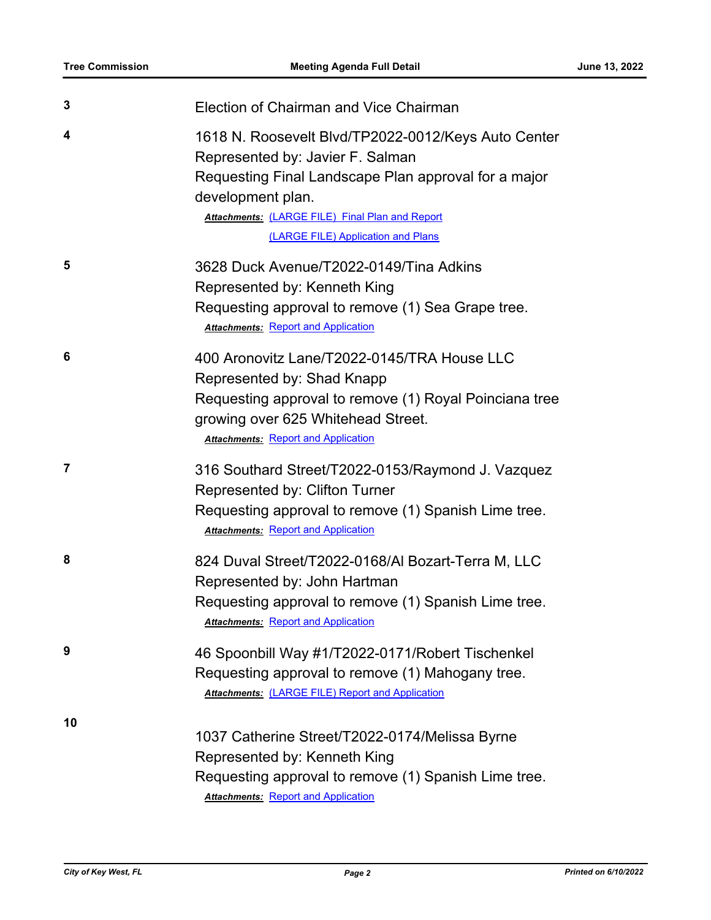**3** Election of Chairman and Vice Chairman

**4** 1618 N. Roosevelt Blvd/TP2022-0012/Keys Auto Center
Represented by: Javier F. Salman
Requesting Final Landscape Plan approval for a major development plan.

***Attachments:*** (LARGE FILE) Final Plan and Report
(LARGE FILE) Application and Plans

**5** 3628 Duck Avenue/T2022-0149/Tina Adkins
Represented by: Kenneth King
Requesting approval to remove (1) Sea Grape tree.

***Attachments:*** Report and Application

**6** 400 Aronovitz Lane/T2022-0145/TRA House LLC
Represented by: Shad Knapp
Requesting approval to remove (1) Royal Poinciana tree growing over 625 Whitehead Street.

***Attachments:*** Report and Application

**7** 316 Southard Street/T2022-0153/Raymond J. Vazquez
Represented by: Clifton Turner
Requesting approval to remove (1) Spanish Lime tree.

***Attachments:*** Report and Application

**8** 824 Duval Street/T2022-0168/Al Bozart-Terra M, LLC
Represented by: John Hartman
Requesting approval to remove (1) Spanish Lime tree.

***Attachments:*** Report and Application

**9** 46 Spoonbill Way #1/T2022-0171/Robert Tischenkel
Requesting approval to remove (1) Mahogany tree.

***Attachments:*** (LARGE FILE) Report and Application

**10** 1037 Catherine Street/T2022-0174/Melissa Byrne
Represented by: Kenneth King
Requesting approval to remove (1) Spanish Lime tree.

***Attachments:*** Report and Application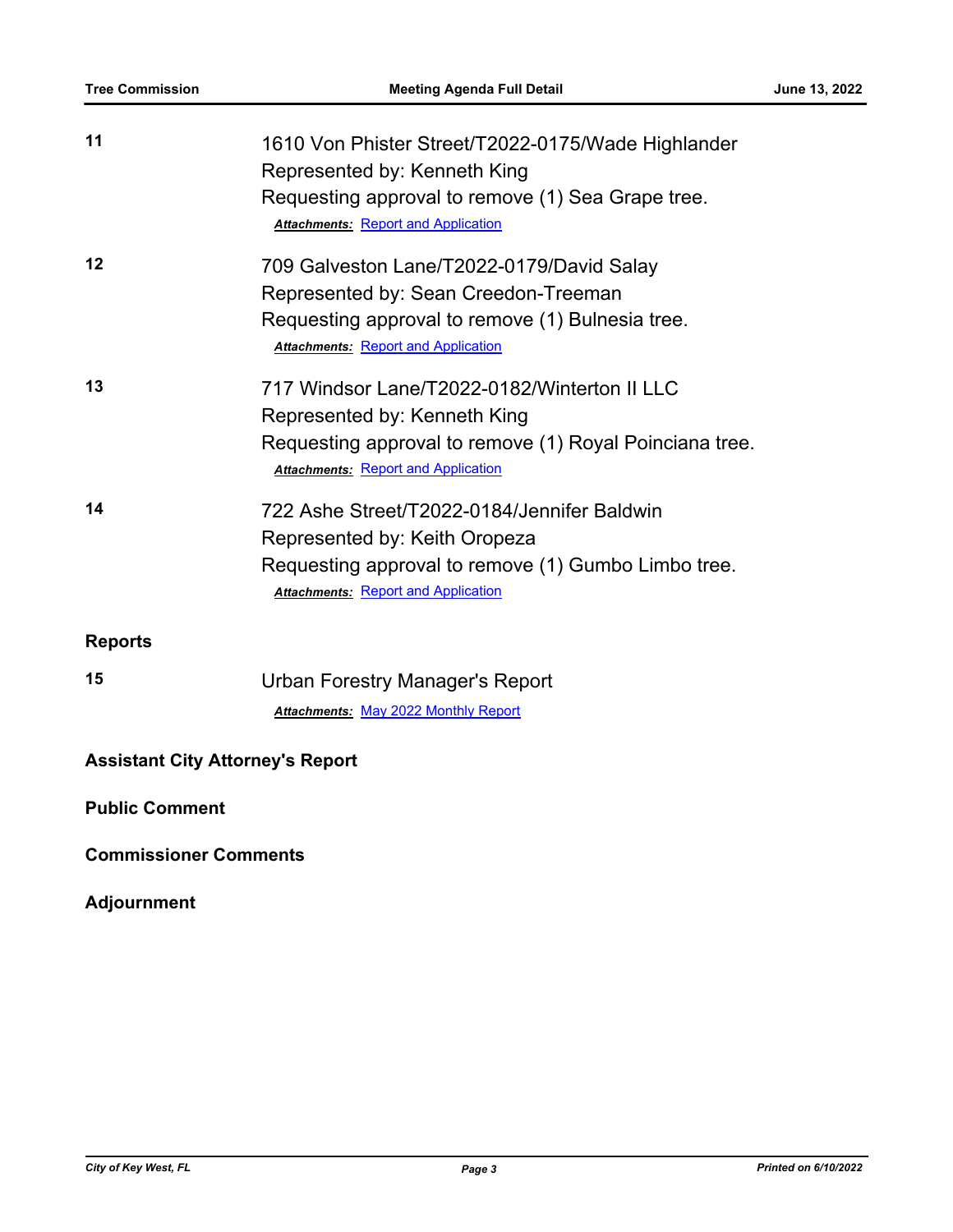**11** 1610 Von Phister Street/T2022-0175/Wade Highlander
Represented by: Kenneth King
Requesting approval to remove (1) Sea Grape tree.

***Attachments:*** Report and Application

**12** 709 Galveston Lane/T2022-0179/David Salay
Represented by: Sean Creedon-Treeman
Requesting approval to remove (1) Bulnesia tree.

***Attachments:*** Report and Application

**13** 717 Windsor Lane/T2022-0182/Winterton II LLC
Represented by: Kenneth King
Requesting approval to remove (1) Royal Poinciana tree.

***Attachments:*** Report and Application

**14** 722 Ashe Street/T2022-0184/Jennifer Baldwin
Represented by: Keith Oropeza
Requesting approval to remove (1) Gumbo Limbo tree.

***Attachments:*** Report and Application

## Reports

**15** Urban Forestry Manager's Report

***Attachments:*** May 2022 Monthly Report

## Assistant City Attorney's Report

## Public Comment

## Commissioner Comments

## Adjournment